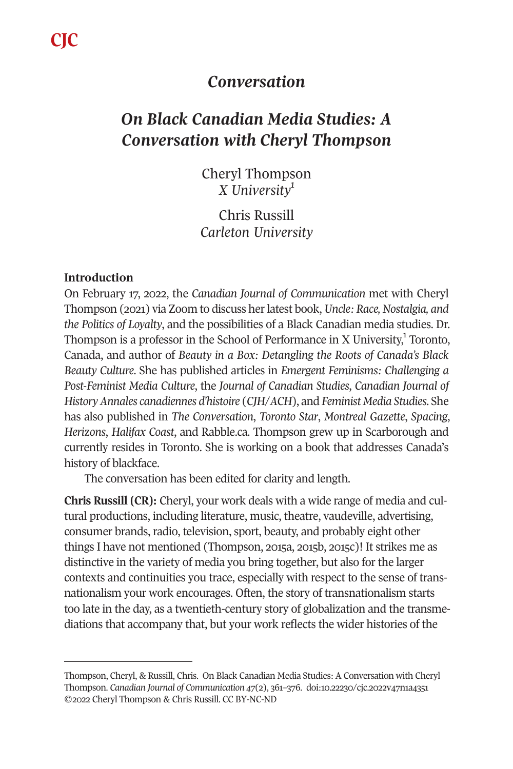## *Conversation*

# *On Black Canadian Media Studies: A Conversation with Cheryl Thompson*

Cheryl Thompson
*X University*[1]

Chris Russill
*Carleton University*

### Introduction

On February 17, 2022, the *Canadian Journal of Communication* met with Cheryl Thompson (2021) via Zoom to discuss her latest book, *Uncle: Race, Nostalgia, and the Politics of Loyalty*, and the possibilities of a Black Canadian media studies. Dr. Thompson is a professor in the School of Performance in X University,[1] Toronto, Canada, and author of *Beauty in a Box: Detangling the Roots of Canada's Black Beauty Culture*. She has published articles in *Emergent Feminisms: Challenging a Post-Feminist Media Culture*, the *Journal of Canadian Studies*, *Canadian Journal of History Annales canadiennes d'histoire* (*CJH/ACH*), and *Feminist Media Studies*. She has also published in *The Conversation*, *Toronto Star*, *Montreal Gazette*, *Spacing*, *Herizons*, *Halifax Coast*, and Rabble.ca. Thompson grew up in Scarborough and currently resides in Toronto. She is working on a book that addresses Canada's history of blackface.

The conversation has been edited for clarity and length.

**Chris Russill (CR):** Cheryl, your work deals with a wide range of media and cultural productions, including literature, music, theatre, vaudeville, advertising, consumer brands, radio, television, sport, beauty, and probably eight other things I have not mentioned (Thompson, 2015a, 2015b, 2015c)! It strikes me as distinctive in the variety of media you bring together, but also for the larger contexts and continuities you trace, especially with respect to the sense of transnationalism your work encourages. Often, the story of transnationalism starts too late in the day, as a twentieth-century story of globalization and the transmediations that accompany that, but your work reflects the wider histories of the

---

Thompson, Cheryl, & Russill, Chris. On Black Canadian Media Studies: A Conversation with Cheryl Thompson. *Canadian Journal of Communication* 47(2), 361–376. doi:10.22230/cjc.2022v47n1a4351
©2022 Cheryl Thompson & Chris Russill. CC BY-NC-ND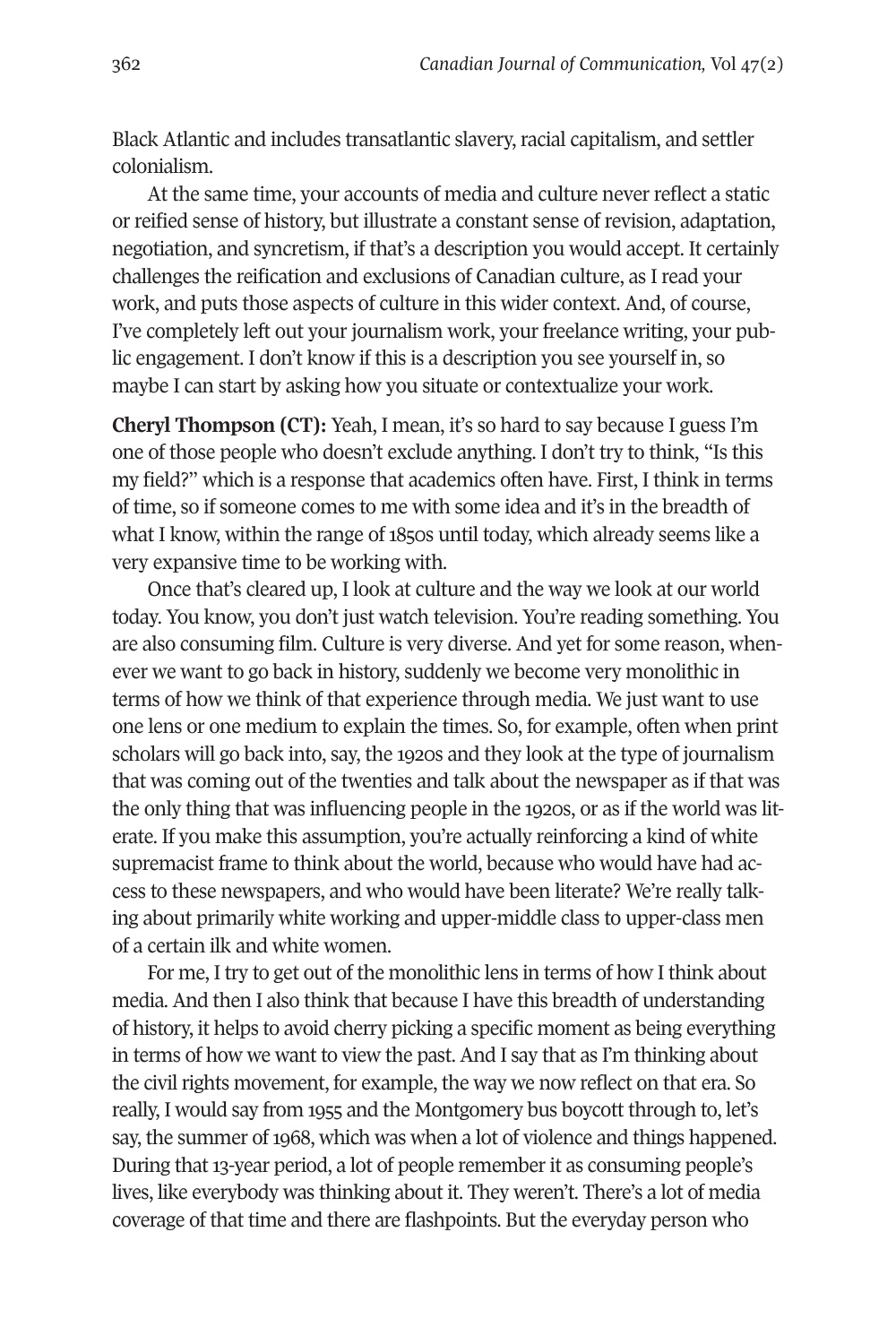Black Atlantic and includes transatlantic slavery, racial capitalism, and settler colonialism.

At the same time, your accounts of media and culture never reflect a static or reified sense of history, but illustrate a constant sense of revision, adaptation, negotiation, and syncretism, if that's a description you would accept. It certainly challenges the reification and exclusions of Canadian culture, as I read your work, and puts those aspects of culture in this wider context. And, of course, I've completely left out your journalism work, your freelance writing, your public engagement. I don't know if this is a description you see yourself in, so maybe I can start by asking how you situate or contextualize your work.

**Cheryl Thompson (CT):** Yeah, I mean, it's so hard to say because I guess I'm one of those people who doesn't exclude anything. I don't try to think, "Is this my field?" which is a response that academics often have. First, I think in terms of time, so if someone comes to me with some idea and it's in the breadth of what I know, within the range of 1850s until today, which already seems like a very expansive time to be working with.

Once that's cleared up, I look at culture and the way we look at our world today. You know, you don't just watch television. You're reading something. You are also consuming film. Culture is very diverse. And yet for some reason, whenever we want to go back in history, suddenly we become very monolithic in terms of how we think of that experience through media. We just want to use one lens or one medium to explain the times. So, for example, often when print scholars will go back into, say, the 1920s and they look at the type of journalism that was coming out of the twenties and talk about the newspaper as if that was the only thing that was influencing people in the 1920s, or as if the world was literate. If you make this assumption, you're actually reinforcing a kind of white supremacist frame to think about the world, because who would have had access to these newspapers, and who would have been literate? We're really talking about primarily white working and upper-middle class to upper-class men of a certain ilk and white women.

For me, I try to get out of the monolithic lens in terms of how I think about media. And then I also think that because I have this breadth of understanding of history, it helps to avoid cherry picking a specific moment as being everything in terms of how we want to view the past. And I say that as I'm thinking about the civil rights movement, for example, the way we now reflect on that era. So really, I would say from 1955 and the Montgomery bus boycott through to, let's say, the summer of 1968, which was when a lot of violence and things happened. During that 13-year period, a lot of people remember it as consuming people's lives, like everybody was thinking about it. They weren't. There's a lot of media coverage of that time and there are flashpoints. But the everyday person who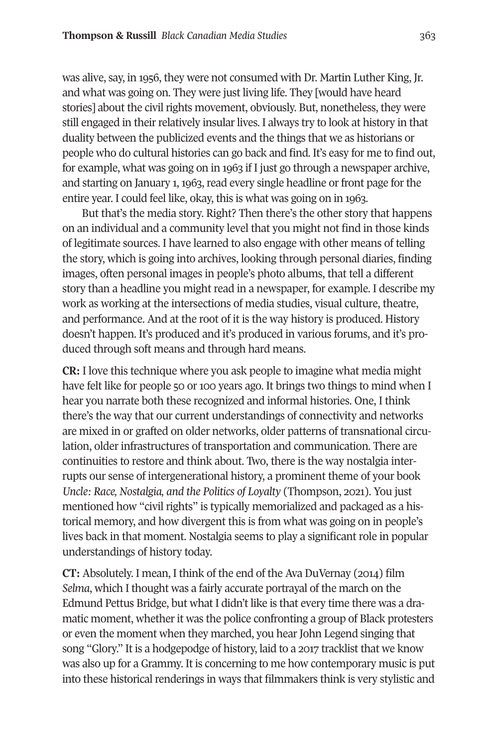was alive, say, in 1956, they were not consumed with Dr. Martin Luther King, Jr. and what was going on. They were just living life. They [would have heard stories] about the civil rights movement, obviously. But, nonetheless, they were still engaged in their relatively insular lives. I always try to look at history in that duality between the publicized events and the things that we as historians or people who do cultural histories can go back and find. It's easy for me to find out, for example, what was going on in 1963 if I just go through a newspaper archive, and starting on January 1, 1963, read every single headline or front page for the entire year. I could feel like, okay, this is what was going on in 1963.

But that's the media story. Right? Then there's the other story that happens on an individual and a community level that you might not find in those kinds of legitimate sources. I have learned to also engage with other means of telling the story, which is going into archives, looking through personal diaries, finding images, often personal images in people's photo albums, that tell a different story than a headline you might read in a newspaper, for example. I describe my work as working at the intersections of media studies, visual culture, theatre, and performance. And at the root of it is the way history is produced. History doesn't happen. It's produced and it's produced in various forums, and it's produced through soft means and through hard means.

**CR:** I love this technique where you ask people to imagine what media might have felt like for people 50 or 100 years ago. It brings two things to mind when I hear you narrate both these recognized and informal histories. One, I think there's the way that our current understandings of connectivity and networks are mixed in or grafted on older networks, older patterns of transnational circulation, older infrastructures of transportation and communication. There are continuities to restore and think about. Two, there is the way nostalgia interrupts our sense of intergenerational history, a prominent theme of your book *Uncle: Race, Nostalgia, and the Politics of Loyalty* (Thompson, 2021). You just mentioned how "civil rights" is typically memorialized and packaged as a historical memory, and how divergent this is from what was going on in people's lives back in that moment. Nostalgia seems to play a significant role in popular understandings of history today.

**CT:** Absolutely. I mean, I think of the end of the Ava DuVernay (2014) film *Selma*, which I thought was a fairly accurate portrayal of the march on the Edmund Pettus Bridge, but what I didn't like is that every time there was a dramatic moment, whether it was the police confronting a group of Black protesters or even the moment when they marched, you hear John Legend singing that song "Glory." It is a hodgepodge of history, laid to a 2017 tracklist that we know was also up for a Grammy. It is concerning to me how contemporary music is put into these historical renderings in ways that filmmakers think is very stylistic and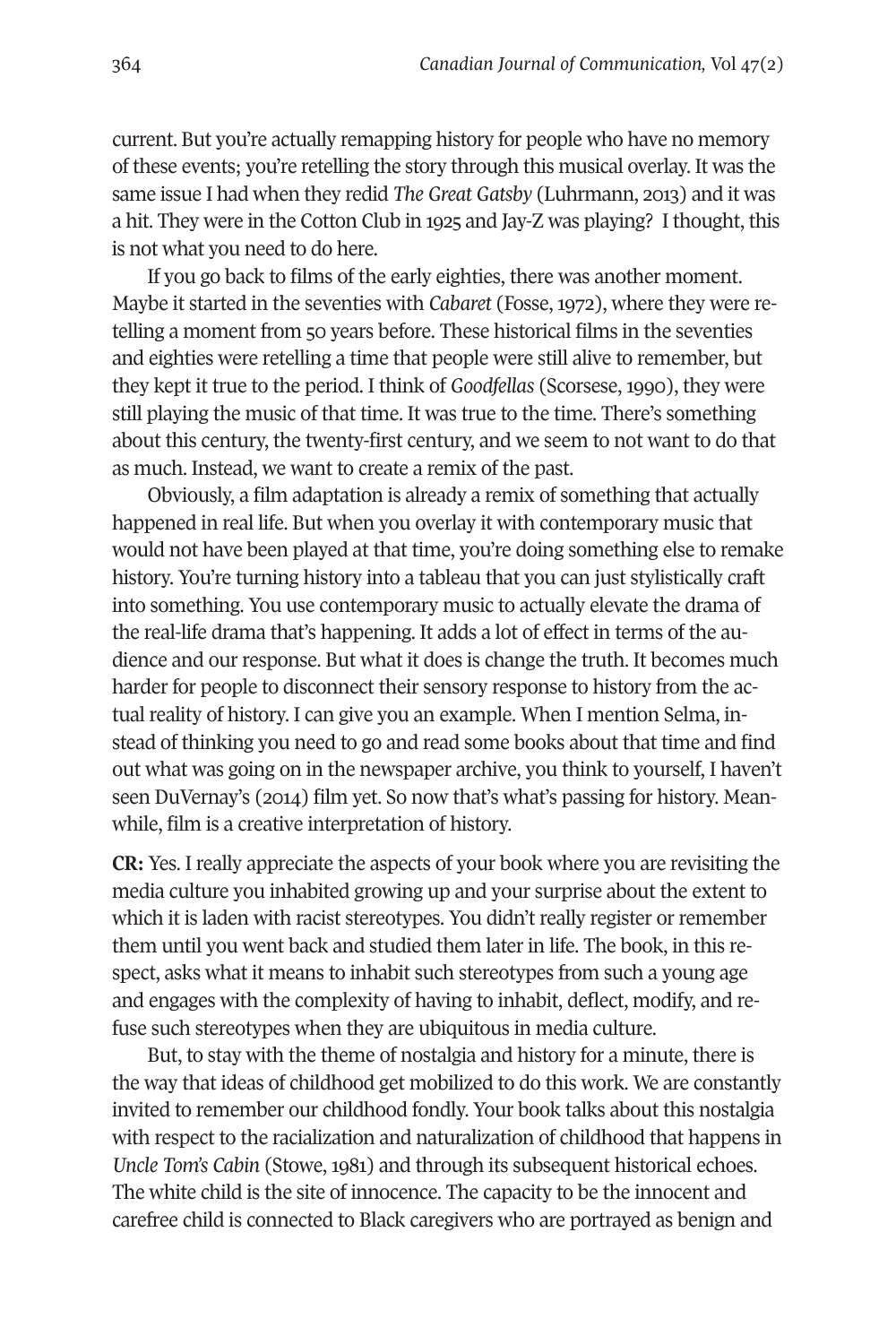current. But you're actually remapping history for people who have no memory of these events; you're retelling the story through this musical overlay. It was the same issue I had when they redid *The Great Gatsby* (Luhrmann, 2013) and it was a hit. They were in the Cotton Club in 1925 and Jay-Z was playing? I thought, this is not what you need to do here.

If you go back to films of the early eighties, there was another moment. Maybe it started in the seventies with *Cabaret* (Fosse, 1972), where they were retelling a moment from 50 years before. These historical films in the seventies and eighties were retelling a time that people were still alive to remember, but they kept it true to the period. I think of *Goodfellas* (Scorsese, 1990), they were still playing the music of that time. It was true to the time. There's something about this century, the twenty-first century, and we seem to not want to do that as much. Instead, we want to create a remix of the past.

Obviously, a film adaptation is already a remix of something that actually happened in real life. But when you overlay it with contemporary music that would not have been played at that time, you're doing something else to remake history. You're turning history into a tableau that you can just stylistically craft into something. You use contemporary music to actually elevate the drama of the real-life drama that's happening. It adds a lot of effect in terms of the audience and our response. But what it does is change the truth. It becomes much harder for people to disconnect their sensory response to history from the actual reality of history. I can give you an example. When I mention Selma, instead of thinking you need to go and read some books about that time and find out what was going on in the newspaper archive, you think to yourself, I haven't seen DuVernay's (2014) film yet. So now that's what's passing for history. Meanwhile, film is a creative interpretation of history.

**CR:** Yes. I really appreciate the aspects of your book where you are revisiting the media culture you inhabited growing up and your surprise about the extent to which it is laden with racist stereotypes. You didn't really register or remember them until you went back and studied them later in life. The book, in this respect, asks what it means to inhabit such stereotypes from such a young age and engages with the complexity of having to inhabit, deflect, modify, and refuse such stereotypes when they are ubiquitous in media culture.

But, to stay with the theme of nostalgia and history for a minute, there is the way that ideas of childhood get mobilized to do this work. We are constantly invited to remember our childhood fondly. Your book talks about this nostalgia with respect to the racialization and naturalization of childhood that happens in *Uncle Tom's Cabin* (Stowe, 1981) and through its subsequent historical echoes. The white child is the site of innocence. The capacity to be the innocent and carefree child is connected to Black caregivers who are portrayed as benign and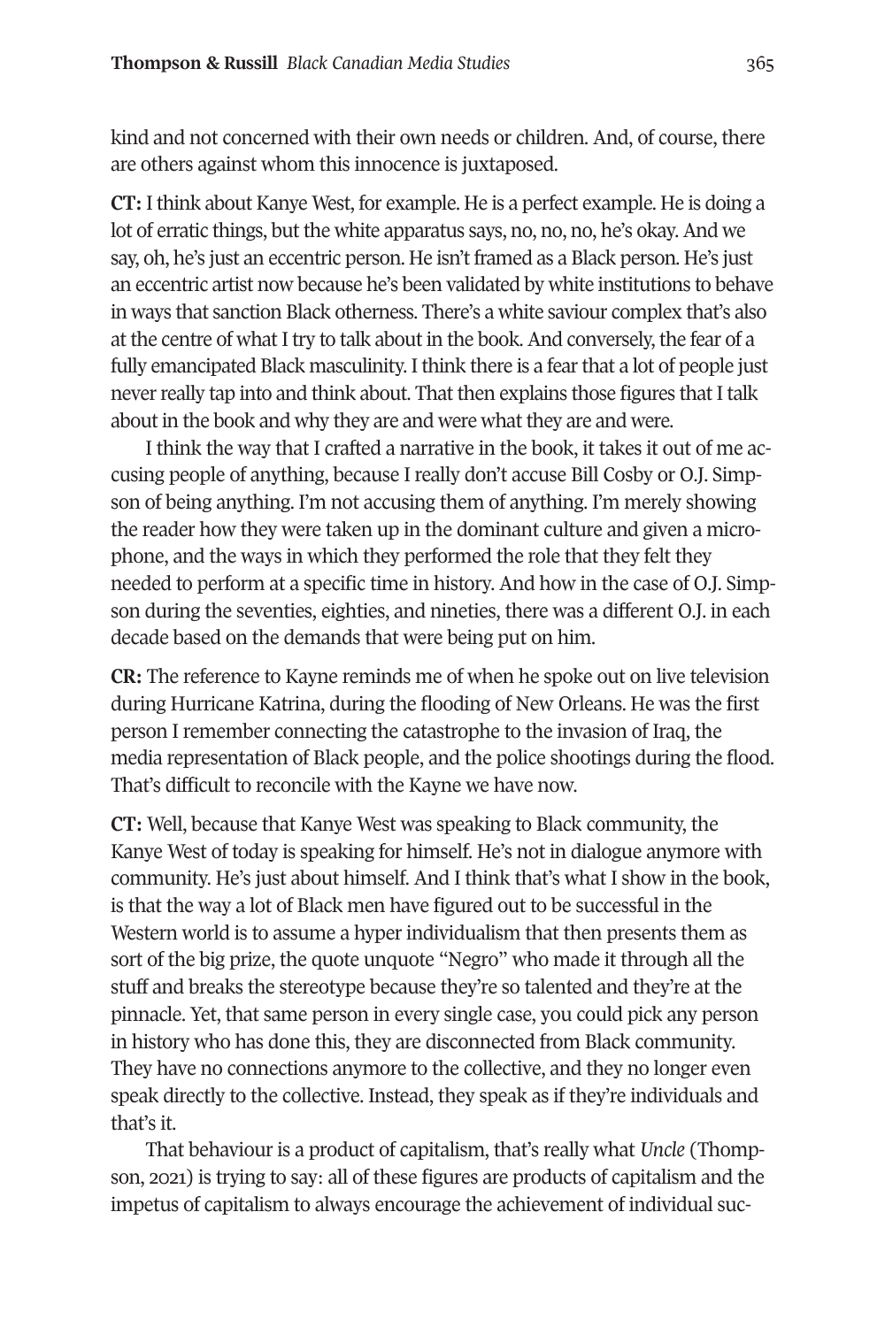kind and not concerned with their own needs or children. And, of course, there are others against whom this innocence is juxtaposed.

**CT:** I think about Kanye West, for example. He is a perfect example. He is doing a lot of erratic things, but the white apparatus says, no, no, no, he's okay. And we say, oh, he's just an eccentric person. He isn't framed as a Black person. He's just an eccentric artist now because he's been validated by white institutions to behave in ways that sanction Black otherness. There's a white saviour complex that's also at the centre of what I try to talk about in the book. And conversely, the fear of a fully emancipated Black masculinity. I think there is a fear that a lot of people just never really tap into and think about. That then explains those figures that I talk about in the book and why they are and were what they are and were.

I think the way that I crafted a narrative in the book, it takes it out of me accusing people of anything, because I really don't accuse Bill Cosby or O.J. Simpson of being anything. I'm not accusing them of anything. I'm merely showing the reader how they were taken up in the dominant culture and given a microphone, and the ways in which they performed the role that they felt they needed to perform at a specific time in history. And how in the case of O.J. Simpson during the seventies, eighties, and nineties, there was a different O.J. in each decade based on the demands that were being put on him.

**CR:** The reference to Kayne reminds me of when he spoke out on live television during Hurricane Katrina, during the flooding of New Orleans. He was the first person I remember connecting the catastrophe to the invasion of Iraq, the media representation of Black people, and the police shootings during the flood. That's difficult to reconcile with the Kayne we have now.

**CT:** Well, because that Kanye West was speaking to Black community, the Kanye West of today is speaking for himself. He's not in dialogue anymore with community. He's just about himself. And I think that's what I show in the book, is that the way a lot of Black men have figured out to be successful in the Western world is to assume a hyper individualism that then presents them as sort of the big prize, the quote unquote "Negro" who made it through all the stuff and breaks the stereotype because they're so talented and they're at the pinnacle. Yet, that same person in every single case, you could pick any person in history who has done this, they are disconnected from Black community. They have no connections anymore to the collective, and they no longer even speak directly to the collective. Instead, they speak as if they're individuals and that's it.

That behaviour is a product of capitalism, that's really what *Uncle* (Thompson, 2021) is trying to say: all of these figures are products of capitalism and the impetus of capitalism to always encourage the achievement of individual suc-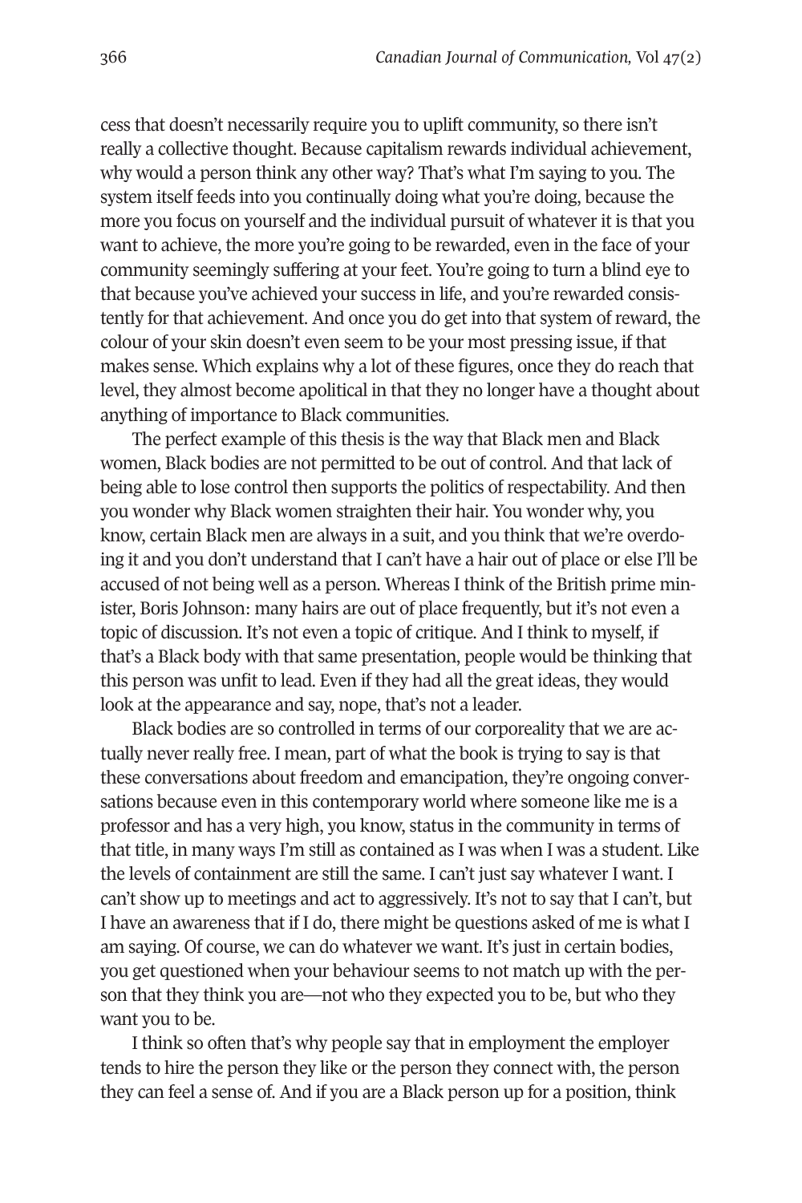cess that doesn't necessarily require you to uplift community, so there isn't really a collective thought. Because capitalism rewards individual achievement, why would a person think any other way? That's what I'm saying to you. The system itself feeds into you continually doing what you're doing, because the more you focus on yourself and the individual pursuit of whatever it is that you want to achieve, the more you're going to be rewarded, even in the face of your community seemingly suffering at your feet. You're going to turn a blind eye to that because you've achieved your success in life, and you're rewarded consistently for that achievement. And once you do get into that system of reward, the colour of your skin doesn't even seem to be your most pressing issue, if that makes sense. Which explains why a lot of these figures, once they do reach that level, they almost become apolitical in that they no longer have a thought about anything of importance to Black communities.

The perfect example of this thesis is the way that Black men and Black women, Black bodies are not permitted to be out of control. And that lack of being able to lose control then supports the politics of respectability. And then you wonder why Black women straighten their hair. You wonder why, you know, certain Black men are always in a suit, and you think that we're overdoing it and you don't understand that I can't have a hair out of place or else I'll be accused of not being well as a person. Whereas I think of the British prime minister, Boris Johnson: many hairs are out of place frequently, but it's not even a topic of discussion. It's not even a topic of critique. And I think to myself, if that's a Black body with that same presentation, people would be thinking that this person was unfit to lead. Even if they had all the great ideas, they would look at the appearance and say, nope, that's not a leader.

Black bodies are so controlled in terms of our corporeality that we are actually never really free. I mean, part of what the book is trying to say is that these conversations about freedom and emancipation, they're ongoing conversations because even in this contemporary world where someone like me is a professor and has a very high, you know, status in the community in terms of that title, in many ways I'm still as contained as I was when I was a student. Like the levels of containment are still the same. I can't just say whatever I want. I can't show up to meetings and act to aggressively. It's not to say that I can't, but I have an awareness that if I do, there might be questions asked of me is what I am saying. Of course, we can do whatever we want. It's just in certain bodies, you get questioned when your behaviour seems to not match up with the person that they think you are—not who they expected you to be, but who they want you to be.

I think so often that's why people say that in employment the employer tends to hire the person they like or the person they connect with, the person they can feel a sense of. And if you are a Black person up for a position, think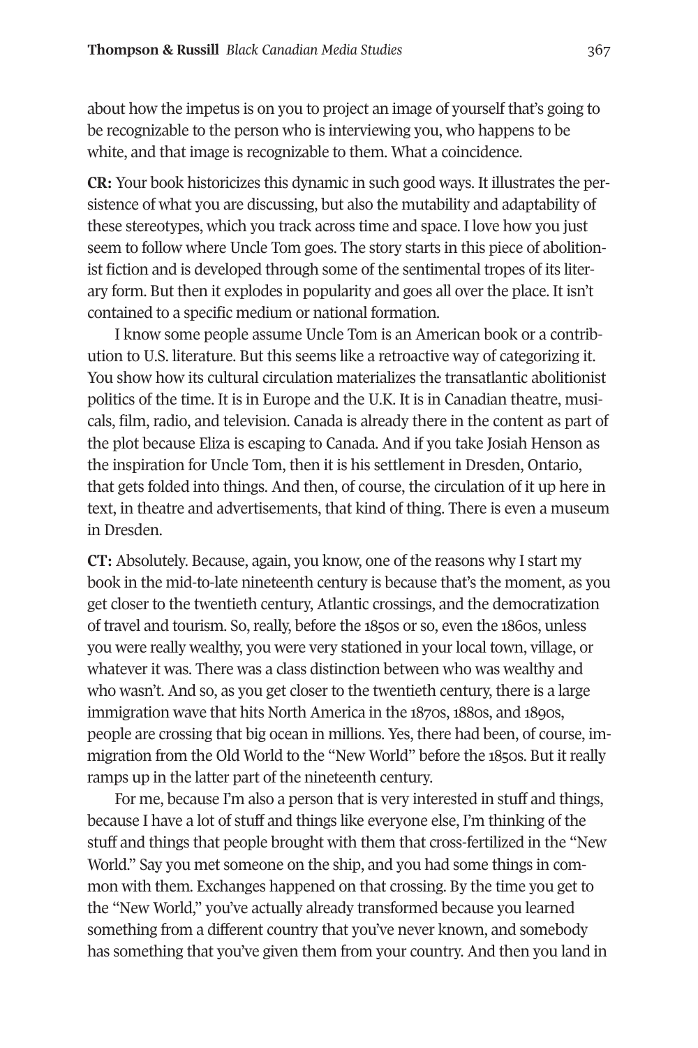about how the impetus is on you to project an image of yourself that's going to be recognizable to the person who is interviewing you, who happens to be white, and that image is recognizable to them. What a coincidence.

**CR:** Your book historicizes this dynamic in such good ways. It illustrates the persistence of what you are discussing, but also the mutability and adaptability of these stereotypes, which you track across time and space. I love how you just seem to follow where Uncle Tom goes. The story starts in this piece of abolitionist fiction and is developed through some of the sentimental tropes of its literary form. But then it explodes in popularity and goes all over the place. It isn't contained to a specific medium or national formation.

I know some people assume Uncle Tom is an American book or a contribution to U.S. literature. But this seems like a retroactive way of categorizing it. You show how its cultural circulation materializes the transatlantic abolitionist politics of the time. It is in Europe and the U.K. It is in Canadian theatre, musicals, film, radio, and television. Canada is already there in the content as part of the plot because Eliza is escaping to Canada. And if you take Josiah Henson as the inspiration for Uncle Tom, then it is his settlement in Dresden, Ontario, that gets folded into things. And then, of course, the circulation of it up here in text, in theatre and advertisements, that kind of thing. There is even a museum in Dresden.

**CT:** Absolutely. Because, again, you know, one of the reasons why I start my book in the mid-to-late nineteenth century is because that's the moment, as you get closer to the twentieth century, Atlantic crossings, and the democratization of travel and tourism. So, really, before the 1850s or so, even the 1860s, unless you were really wealthy, you were very stationed in your local town, village, or whatever it was. There was a class distinction between who was wealthy and who wasn't. And so, as you get closer to the twentieth century, there is a large immigration wave that hits North America in the 1870s, 1880s, and 1890s, people are crossing that big ocean in millions. Yes, there had been, of course, immigration from the Old World to the "New World" before the 1850s. But it really ramps up in the latter part of the nineteenth century.

For me, because I'm also a person that is very interested in stuff and things, because I have a lot of stuff and things like everyone else, I'm thinking of the stuff and things that people brought with them that cross-fertilized in the "New World." Say you met someone on the ship, and you had some things in common with them. Exchanges happened on that crossing. By the time you get to the "New World," you've actually already transformed because you learned something from a different country that you've never known, and somebody has something that you've given them from your country. And then you land in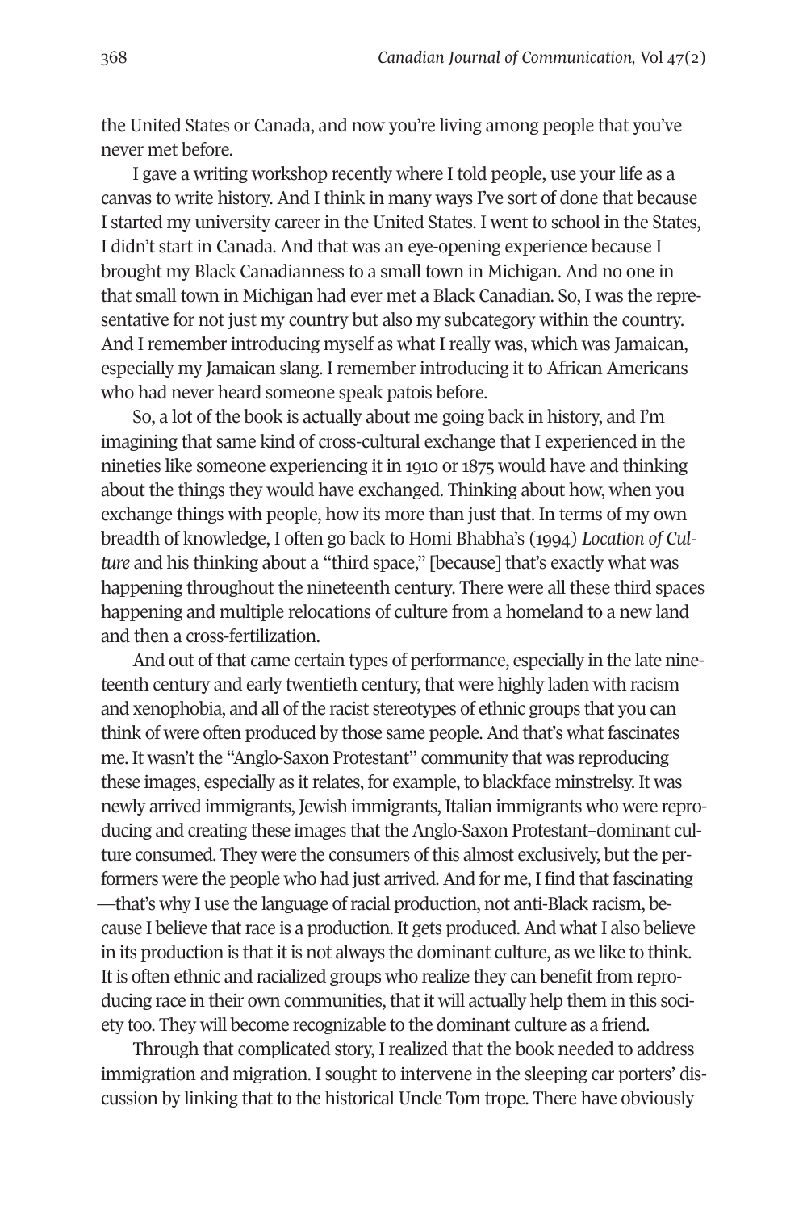the United States or Canada, and now you're living among people that you've never met before.

I gave a writing workshop recently where I told people, use your life as a canvas to write history. And I think in many ways I've sort of done that because I started my university career in the United States. I went to school in the States, I didn't start in Canada. And that was an eye-opening experience because I brought my Black Canadianness to a small town in Michigan. And no one in that small town in Michigan had ever met a Black Canadian. So, I was the representative for not just my country but also my subcategory within the country. And I remember introducing myself as what I really was, which was Jamaican, especially my Jamaican slang. I remember introducing it to African Americans who had never heard someone speak patois before.

So, a lot of the book is actually about me going back in history, and I'm imagining that same kind of cross-cultural exchange that I experienced in the nineties like someone experiencing it in 1910 or 1875 would have and thinking about the things they would have exchanged. Thinking about how, when you exchange things with people, how its more than just that. In terms of my own breadth of knowledge, I often go back to Homi Bhabha's (1994) *Location of Culture* and his thinking about a "third space," [because] that's exactly what was happening throughout the nineteenth century. There were all these third spaces happening and multiple relocations of culture from a homeland to a new land and then a cross-fertilization.

And out of that came certain types of performance, especially in the late nineteenth century and early twentieth century, that were highly laden with racism and xenophobia, and all of the racist stereotypes of ethnic groups that you can think of were often produced by those same people. And that's what fascinates me. It wasn't the "Anglo-Saxon Protestant" community that was reproducing these images, especially as it relates, for example, to blackface minstrelsy. It was newly arrived immigrants, Jewish immigrants, Italian immigrants who were reproducing and creating these images that the Anglo-Saxon Protestant–dominant culture consumed. They were the consumers of this almost exclusively, but the performers were the people who had just arrived. And for me, I find that fascinating—that's why I use the language of racial production, not anti-Black racism, because I believe that race is a production. It gets produced. And what I also believe in its production is that it is not always the dominant culture, as we like to think. It is often ethnic and racialized groups who realize they can benefit from reproducing race in their own communities, that it will actually help them in this society too. They will become recognizable to the dominant culture as a friend.

Through that complicated story, I realized that the book needed to address immigration and migration. I sought to intervene in the sleeping car porters' discussion by linking that to the historical Uncle Tom trope. There have obviously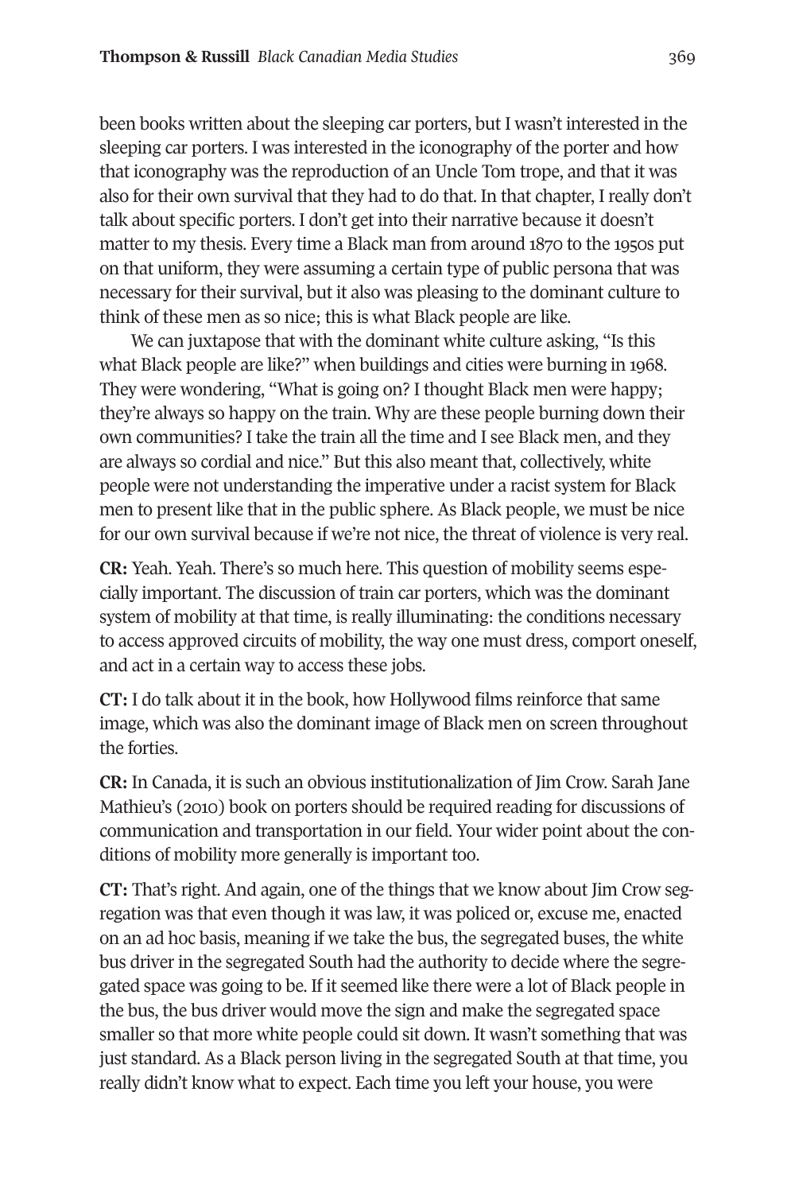been books written about the sleeping car porters, but I wasn't interested in the sleeping car porters. I was interested in the iconography of the porter and how that iconography was the reproduction of an Uncle Tom trope, and that it was also for their own survival that they had to do that. In that chapter, I really don't talk about specific porters. I don't get into their narrative because it doesn't matter to my thesis. Every time a Black man from around 1870 to the 1950s put on that uniform, they were assuming a certain type of public persona that was necessary for their survival, but it also was pleasing to the dominant culture to think of these men as so nice; this is what Black people are like.

We can juxtapose that with the dominant white culture asking, "Is this what Black people are like?" when buildings and cities were burning in 1968. They were wondering, "What is going on? I thought Black men were happy; they're always so happy on the train. Why are these people burning down their own communities? I take the train all the time and I see Black men, and they are always so cordial and nice." But this also meant that, collectively, white people were not understanding the imperative under a racist system for Black men to present like that in the public sphere. As Black people, we must be nice for our own survival because if we're not nice, the threat of violence is very real.

**CR:** Yeah. Yeah. There's so much here. This question of mobility seems especially important. The discussion of train car porters, which was the dominant system of mobility at that time, is really illuminating: the conditions necessary to access approved circuits of mobility, the way one must dress, comport oneself, and act in a certain way to access these jobs.

**CT:** I do talk about it in the book, how Hollywood films reinforce that same image, which was also the dominant image of Black men on screen throughout the forties.

**CR:** In Canada, it is such an obvious institutionalization of Jim Crow. Sarah Jane Mathieu's (2010) book on porters should be required reading for discussions of communication and transportation in our field. Your wider point about the conditions of mobility more generally is important too.

**CT:** That's right. And again, one of the things that we know about Jim Crow segregation was that even though it was law, it was policed or, excuse me, enacted on an ad hoc basis, meaning if we take the bus, the segregated buses, the white bus driver in the segregated South had the authority to decide where the segregated space was going to be. If it seemed like there were a lot of Black people in the bus, the bus driver would move the sign and make the segregated space smaller so that more white people could sit down. It wasn't something that was just standard. As a Black person living in the segregated South at that time, you really didn't know what to expect. Each time you left your house, you were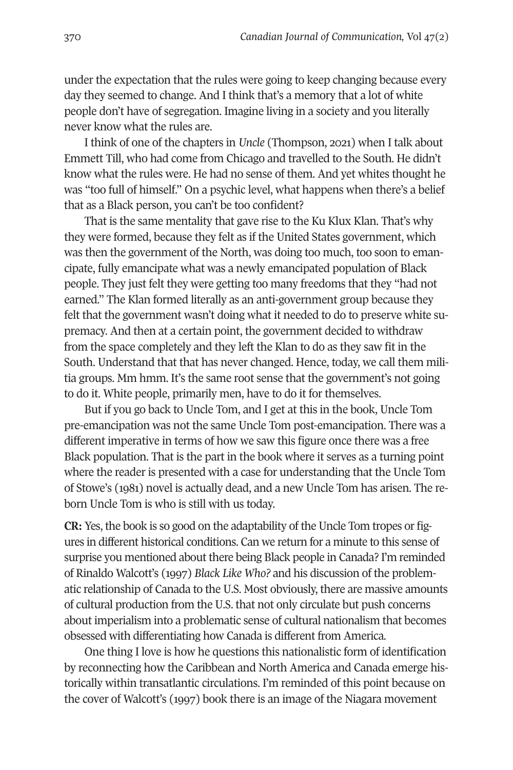under the expectation that the rules were going to keep changing because every day they seemed to change. And I think that's a memory that a lot of white people don't have of segregation. Imagine living in a society and you literally never know what the rules are.

I think of one of the chapters in *Uncle* (Thompson, 2021) when I talk about Emmett Till, who had come from Chicago and travelled to the South. He didn't know what the rules were. He had no sense of them. And yet whites thought he was "too full of himself." On a psychic level, what happens when there's a belief that as a Black person, you can't be too confident?

That is the same mentality that gave rise to the Ku Klux Klan. That's why they were formed, because they felt as if the United States government, which was then the government of the North, was doing too much, too soon to emancipate, fully emancipate what was a newly emancipated population of Black people. They just felt they were getting too many freedoms that they "had not earned." The Klan formed literally as an anti-government group because they felt that the government wasn't doing what it needed to do to preserve white supremacy. And then at a certain point, the government decided to withdraw from the space completely and they left the Klan to do as they saw fit in the South. Understand that that has never changed. Hence, today, we call them militia groups. Mm hmm. It's the same root sense that the government's not going to do it. White people, primarily men, have to do it for themselves.

But if you go back to Uncle Tom, and I get at this in the book, Uncle Tom pre-emancipation was not the same Uncle Tom post-emancipation. There was a different imperative in terms of how we saw this figure once there was a free Black population. That is the part in the book where it serves as a turning point where the reader is presented with a case for understanding that the Uncle Tom of Stowe's (1981) novel is actually dead, and a new Uncle Tom has arisen. The reborn Uncle Tom is who is still with us today.

**CR:** Yes, the book is so good on the adaptability of the Uncle Tom tropes or figures in different historical conditions. Can we return for a minute to this sense of surprise you mentioned about there being Black people in Canada? I'm reminded of Rinaldo Walcott's (1997) *Black Like Who?* and his discussion of the problematic relationship of Canada to the U.S. Most obviously, there are massive amounts of cultural production from the U.S. that not only circulate but push concerns about imperialism into a problematic sense of cultural nationalism that becomes obsessed with differentiating how Canada is different from America.

One thing I love is how he questions this nationalistic form of identification by reconnecting how the Caribbean and North America and Canada emerge historically within transatlantic circulations. I'm reminded of this point because on the cover of Walcott's (1997) book there is an image of the Niagara movement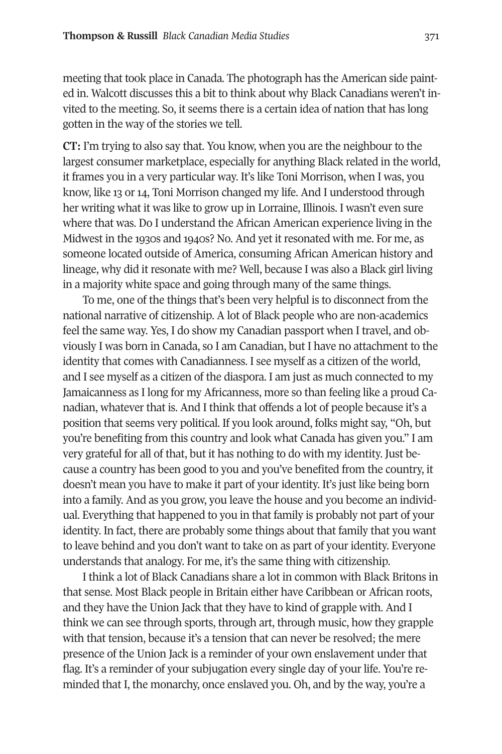meeting that took place in Canada. The photograph has the American side painted in. Walcott discusses this a bit to think about why Black Canadians weren't invited to the meeting. So, it seems there is a certain idea of nation that has long gotten in the way of the stories we tell.

**CT:** I'm trying to also say that. You know, when you are the neighbour to the largest consumer marketplace, especially for anything Black related in the world, it frames you in a very particular way. It's like Toni Morrison, when I was, you know, like 13 or 14, Toni Morrison changed my life. And I understood through her writing what it was like to grow up in Lorraine, Illinois. I wasn't even sure where that was. Do I understand the African American experience living in the Midwest in the 1930s and 1940s? No. And yet it resonated with me. For me, as someone located outside of America, consuming African American history and lineage, why did it resonate with me? Well, because I was also a Black girl living in a majority white space and going through many of the same things.

To me, one of the things that's been very helpful is to disconnect from the national narrative of citizenship. A lot of Black people who are non-academics feel the same way. Yes, I do show my Canadian passport when I travel, and obviously I was born in Canada, so I am Canadian, but I have no attachment to the identity that comes with Canadianness. I see myself as a citizen of the world, and I see myself as a citizen of the diaspora. I am just as much connected to my Jamaicanness as I long for my Africanness, more so than feeling like a proud Canadian, whatever that is. And I think that offends a lot of people because it's a position that seems very political. If you look around, folks might say, "Oh, but you're benefiting from this country and look what Canada has given you." I am very grateful for all of that, but it has nothing to do with my identity. Just because a country has been good to you and you've benefited from the country, it doesn't mean you have to make it part of your identity. It's just like being born into a family. And as you grow, you leave the house and you become an individual. Everything that happened to you in that family is probably not part of your identity. In fact, there are probably some things about that family that you want to leave behind and you don't want to take on as part of your identity. Everyone understands that analogy. For me, it's the same thing with citizenship.

I think a lot of Black Canadians share a lot in common with Black Britons in that sense. Most Black people in Britain either have Caribbean or African roots, and they have the Union Jack that they have to kind of grapple with. And I think we can see through sports, through art, through music, how they grapple with that tension, because it's a tension that can never be resolved; the mere presence of the Union Jack is a reminder of your own enslavement under that flag. It's a reminder of your subjugation every single day of your life. You're reminded that I, the monarchy, once enslaved you. Oh, and by the way, you're a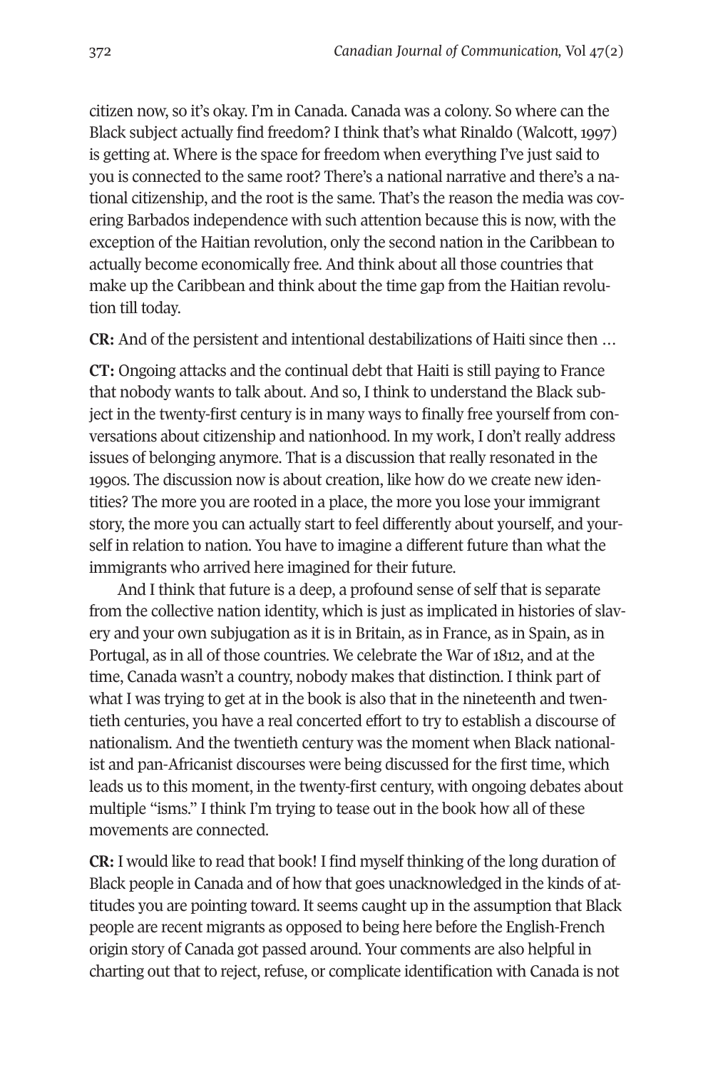citizen now, so it's okay. I'm in Canada. Canada was a colony. So where can the Black subject actually find freedom? I think that's what Rinaldo (Walcott, 1997) is getting at. Where is the space for freedom when everything I've just said to you is connected to the same root? There's a national narrative and there's a national citizenship, and the root is the same. That's the reason the media was covering Barbados independence with such attention because this is now, with the exception of the Haitian revolution, only the second nation in the Caribbean to actually become economically free. And think about all those countries that make up the Caribbean and think about the time gap from the Haitian revolution till today.

**CR:** And of the persistent and intentional destabilizations of Haiti since then …

**CT:** Ongoing attacks and the continual debt that Haiti is still paying to France that nobody wants to talk about. And so, I think to understand the Black subject in the twenty-first century is in many ways to finally free yourself from conversations about citizenship and nationhood. In my work, I don't really address issues of belonging anymore. That is a discussion that really resonated in the 1990s. The discussion now is about creation, like how do we create new identities? The more you are rooted in a place, the more you lose your immigrant story, the more you can actually start to feel differently about yourself, and yourself in relation to nation. You have to imagine a different future than what the immigrants who arrived here imagined for their future.

And I think that future is a deep, a profound sense of self that is separate from the collective nation identity, which is just as implicated in histories of slavery and your own subjugation as it is in Britain, as in France, as in Spain, as in Portugal, as in all of those countries. We celebrate the War of 1812, and at the time, Canada wasn't a country, nobody makes that distinction. I think part of what I was trying to get at in the book is also that in the nineteenth and twentieth centuries, you have a real concerted effort to try to establish a discourse of nationalism. And the twentieth century was the moment when Black nationalist and pan-Africanist discourses were being discussed for the first time, which leads us to this moment, in the twenty-first century, with ongoing debates about multiple "isms." I think I'm trying to tease out in the book how all of these movements are connected.

**CR:** I would like to read that book! I find myself thinking of the long duration of Black people in Canada and of how that goes unacknowledged in the kinds of attitudes you are pointing toward. It seems caught up in the assumption that Black people are recent migrants as opposed to being here before the English-French origin story of Canada got passed around. Your comments are also helpful in charting out that to reject, refuse, or complicate identification with Canada is not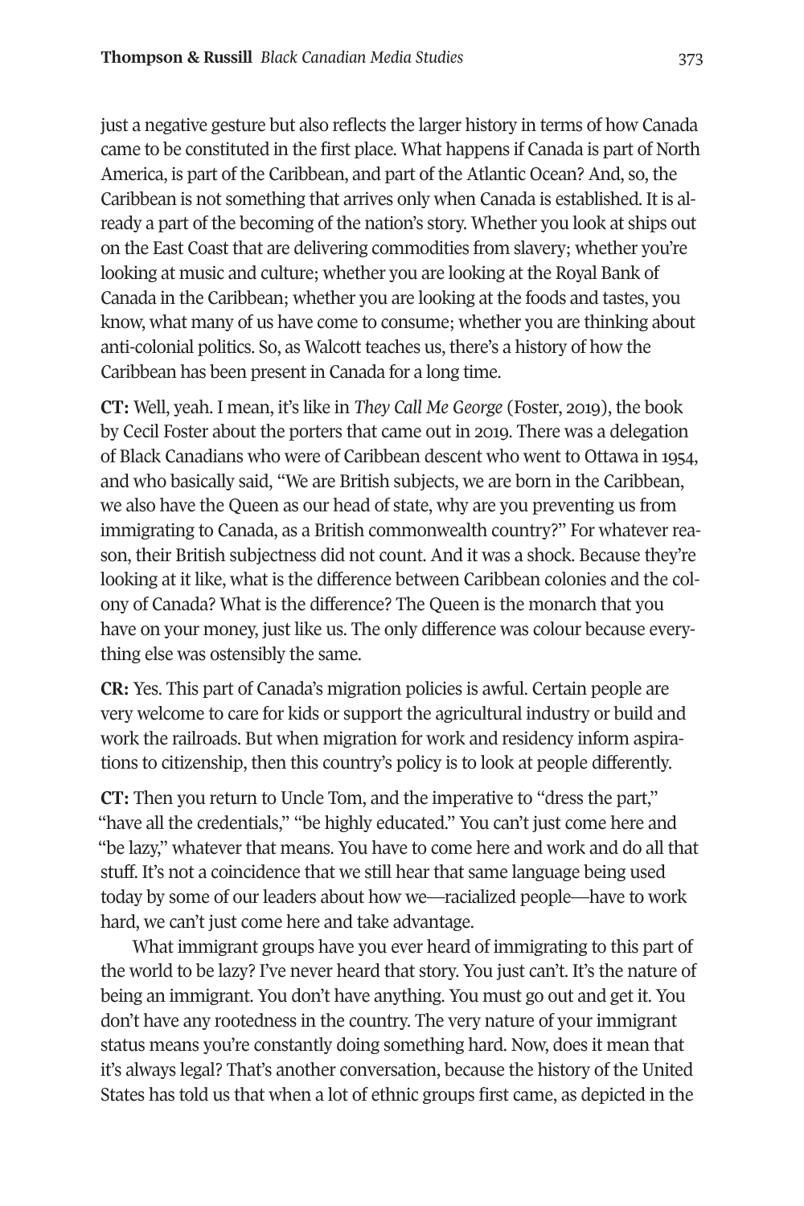just a negative gesture but also reflects the larger history in terms of how Canada came to be constituted in the first place. What happens if Canada is part of North America, is part of the Caribbean, and part of the Atlantic Ocean? And, so, the Caribbean is not something that arrives only when Canada is established. It is already a part of the becoming of the nation's story. Whether you look at ships out on the East Coast that are delivering commodities from slavery; whether you're looking at music and culture; whether you are looking at the Royal Bank of Canada in the Caribbean; whether you are looking at the foods and tastes, you know, what many of us have come to consume; whether you are thinking about anti-colonial politics. So, as Walcott teaches us, there's a history of how the Caribbean has been present in Canada for a long time.

**CT:** Well, yeah. I mean, it's like in *They Call Me George* (Foster, 2019), the book by Cecil Foster about the porters that came out in 2019. There was a delegation of Black Canadians who were of Caribbean descent who went to Ottawa in 1954, and who basically said, "We are British subjects, we are born in the Caribbean, we also have the Queen as our head of state, why are you preventing us from immigrating to Canada, as a British commonwealth country?" For whatever reason, their British subjectness did not count. And it was a shock. Because they're looking at it like, what is the difference between Caribbean colonies and the colony of Canada? What is the difference? The Queen is the monarch that you have on your money, just like us. The only difference was colour because everything else was ostensibly the same.

**CR:** Yes. This part of Canada's migration policies is awful. Certain people are very welcome to care for kids or support the agricultural industry or build and work the railroads. But when migration for work and residency inform aspirations to citizenship, then this country's policy is to look at people differently.

**CT:** Then you return to Uncle Tom, and the imperative to "dress the part," "have all the credentials," "be highly educated." You can't just come here and "be lazy," whatever that means. You have to come here and work and do all that stuff. It's not a coincidence that we still hear that same language being used today by some of our leaders about how we—racialized people—have to work hard, we can't just come here and take advantage.

What immigrant groups have you ever heard of immigrating to this part of the world to be lazy? I've never heard that story. You just can't. It's the nature of being an immigrant. You don't have anything. You must go out and get it. You don't have any rootedness in the country. The very nature of your immigrant status means you're constantly doing something hard. Now, does it mean that it's always legal? That's another conversation, because the history of the United States has told us that when a lot of ethnic groups first came, as depicted in the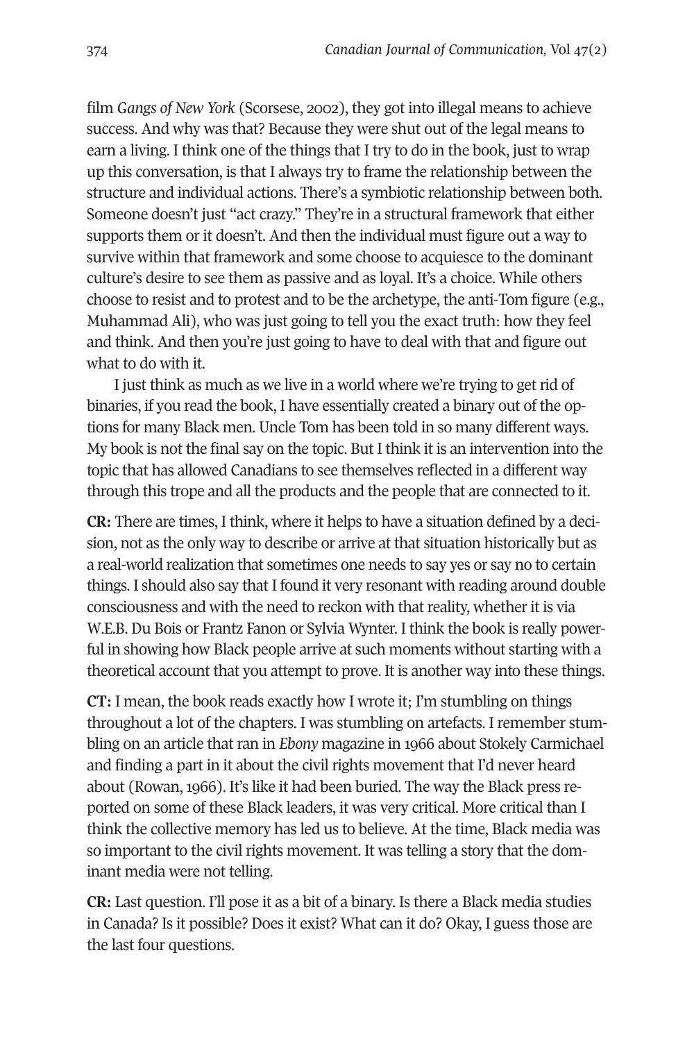film *Gangs of New York* (Scorsese, 2002), they got into illegal means to achieve success. And why was that? Because they were shut out of the legal means to earn a living. I think one of the things that I try to do in the book, just to wrap up this conversation, is that I always try to frame the relationship between the structure and individual actions. There's a symbiotic relationship between both. Someone doesn't just "act crazy." They're in a structural framework that either supports them or it doesn't. And then the individual must figure out a way to survive within that framework and some choose to acquiesce to the dominant culture's desire to see them as passive and as loyal. It's a choice. While others choose to resist and to protest and to be the archetype, the anti-Tom figure (e.g., Muhammad Ali), who was just going to tell you the exact truth: how they feel and think. And then you're just going to have to deal with that and figure out what to do with it.

I just think as much as we live in a world where we're trying to get rid of binaries, if you read the book, I have essentially created a binary out of the options for many Black men. Uncle Tom has been told in so many different ways. My book is not the final say on the topic. But I think it is an intervention into the topic that has allowed Canadians to see themselves reflected in a different way through this trope and all the products and the people that are connected to it.

**CR:** There are times, I think, where it helps to have a situation defined by a decision, not as the only way to describe or arrive at that situation historically but as a real-world realization that sometimes one needs to say yes or say no to certain things. I should also say that I found it very resonant with reading around double consciousness and with the need to reckon with that reality, whether it is via W.E.B. Du Bois or Frantz Fanon or Sylvia Wynter. I think the book is really powerful in showing how Black people arrive at such moments without starting with a theoretical account that you attempt to prove. It is another way into these things.

**CT:** I mean, the book reads exactly how I wrote it; I'm stumbling on things throughout a lot of the chapters. I was stumbling on artefacts. I remember stumbling on an article that ran in *Ebony* magazine in 1966 about Stokely Carmichael and finding a part in it about the civil rights movement that I'd never heard about (Rowan, 1966). It's like it had been buried. The way the Black press reported on some of these Black leaders, it was very critical. More critical than I think the collective memory has led us to believe. At the time, Black media was so important to the civil rights movement. It was telling a story that the dominant media were not telling.

**CR:** Last question. I'll pose it as a bit of a binary. Is there a Black media studies in Canada? Is it possible? Does it exist? What can it do? Okay, I guess those are the last four questions.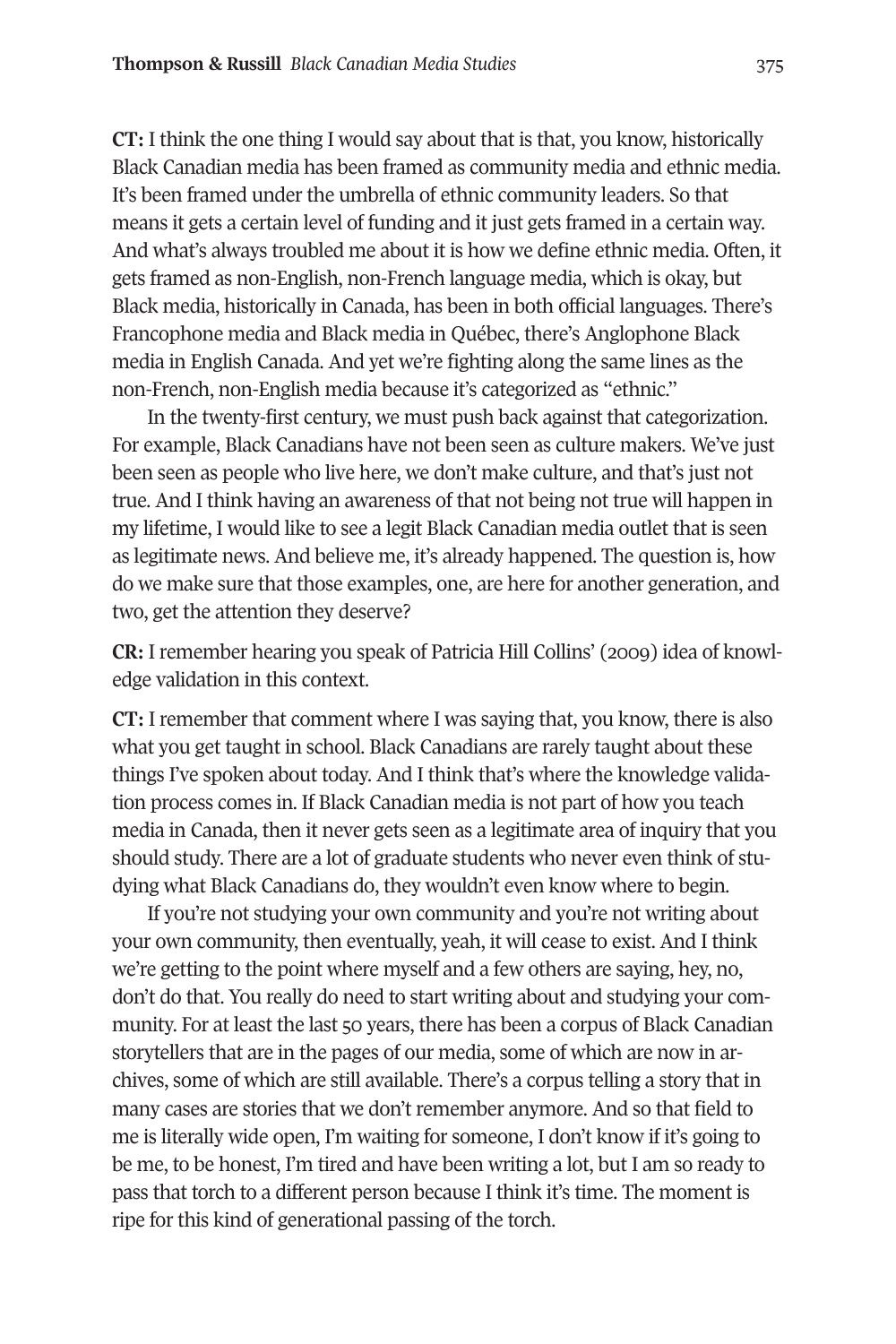**CT:** I think the one thing I would say about that is that, you know, historically Black Canadian media has been framed as community media and ethnic media. It's been framed under the umbrella of ethnic community leaders. So that means it gets a certain level of funding and it just gets framed in a certain way. And what's always troubled me about it is how we define ethnic media. Often, it gets framed as non-English, non-French language media, which is okay, but Black media, historically in Canada, has been in both official languages. There's Francophone media and Black media in Québec, there's Anglophone Black media in English Canada. And yet we're fighting along the same lines as the non-French, non-English media because it's categorized as "ethnic."

In the twenty-first century, we must push back against that categorization. For example, Black Canadians have not been seen as culture makers. We've just been seen as people who live here, we don't make culture, and that's just not true. And I think having an awareness of that not being not true will happen in my lifetime, I would like to see a legit Black Canadian media outlet that is seen as legitimate news. And believe me, it's already happened. The question is, how do we make sure that those examples, one, are here for another generation, and two, get the attention they deserve?

**CR:** I remember hearing you speak of Patricia Hill Collins' (2009) idea of knowledge validation in this context.

**CT:** I remember that comment where I was saying that, you know, there is also what you get taught in school. Black Canadians are rarely taught about these things I've spoken about today. And I think that's where the knowledge validation process comes in. If Black Canadian media is not part of how you teach media in Canada, then it never gets seen as a legitimate area of inquiry that you should study. There are a lot of graduate students who never even think of studying what Black Canadians do, they wouldn't even know where to begin.

If you're not studying your own community and you're not writing about your own community, then eventually, yeah, it will cease to exist. And I think we're getting to the point where myself and a few others are saying, hey, no, don't do that. You really do need to start writing about and studying your community. For at least the last 50 years, there has been a corpus of Black Canadian storytellers that are in the pages of our media, some of which are now in archives, some of which are still available. There's a corpus telling a story that in many cases are stories that we don't remember anymore. And so that field to me is literally wide open, I'm waiting for someone, I don't know if it's going to be me, to be honest, I'm tired and have been writing a lot, but I am so ready to pass that torch to a different person because I think it's time. The moment is ripe for this kind of generational passing of the torch.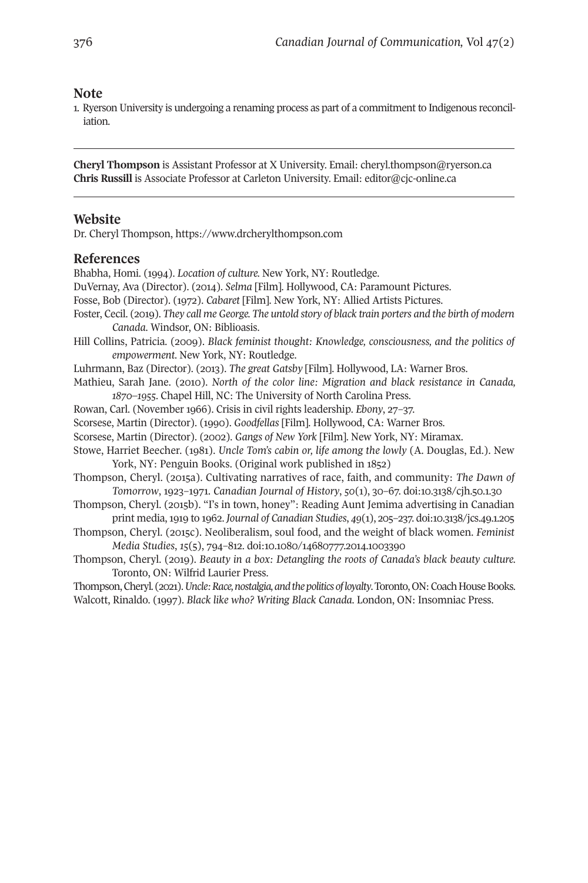## Note

1. Ryerson University is undergoing a renaming process as part of a commitment to Indigenous reconciliation.

---

**Cheryl Thompson** is Assistant Professor at X University. Email: cheryl.thompson@ryerson.ca
**Chris Russill** is Associate Professor at Carleton University. Email: editor@cjc-online.ca

---

## Website

Dr. Cheryl Thompson, https://www.drcherylthompson.com

## References

Bhabha, Homi. (1994). *Location of culture.* New York, NY: Routledge.

DuVernay, Ava (Director). (2014). *Selma* [Film]. Hollywood, CA: Paramount Pictures.

Fosse, Bob (Director). (1972). *Cabaret* [Film]. New York, NY: Allied Artists Pictures.

Foster, Cecil. (2019). *They call me George. The untold story of black train porters and the birth of modern Canada.* Windsor, ON: Biblioasis.

Hill Collins, Patricia. (2009). *Black feminist thought: Knowledge, consciousness, and the politics of empowerment.* New York, NY: Routledge.

Luhrmann, Baz (Director). (2013). *The great Gatsby* [Film]. Hollywood, LA: Warner Bros.

Mathieu, Sarah Jane. (2010). *North of the color line: Migration and black resistance in Canada, 1870–1955.* Chapel Hill, NC: The University of North Carolina Press.

Rowan, Carl. (November 1966). Crisis in civil rights leadership. *Ebony*, 27–37.

Scorsese, Martin (Director). (1990). *Goodfellas* [Film]. Hollywood, CA: Warner Bros.

Scorsese, Martin (Director). (2002). *Gangs of New York* [Film]. New York, NY: Miramax.

Stowe, Harriet Beecher. (1981). *Uncle Tom's cabin or, life among the lowly* (A. Douglas, Ed.). New York, NY: Penguin Books. (Original work published in 1852)

Thompson, Cheryl. (2015a). Cultivating narratives of race, faith, and community: *The Dawn of Tomorrow*, 1923–1971. *Canadian Journal of History*, *50*(1), 30–67. doi:10.3138/cjh.50.1.30

Thompson, Cheryl. (2015b). "I's in town, honey": Reading Aunt Jemima advertising in Canadian print media, 1919 to 1962. *Journal of Canadian Studies*, *49*(1), 205–237. doi:10.3138/jcs.49.1.205

Thompson, Cheryl. (2015c). Neoliberalism, soul food, and the weight of black women. *Feminist Media Studies*, *15*(5), 794–812. doi:10.1080/14680777.2014.1003390

Thompson, Cheryl. (2019). *Beauty in a box: Detangling the roots of Canada's black beauty culture.* Toronto, ON: Wilfrid Laurier Press.

Thompson, Cheryl. (2021). *Uncle: Race, nostalgia, and the politics of loyalty.* Toronto, ON: Coach House Books.

Walcott, Rinaldo. (1997). *Black like who? Writing Black Canada.* London, ON: Insomniac Press.